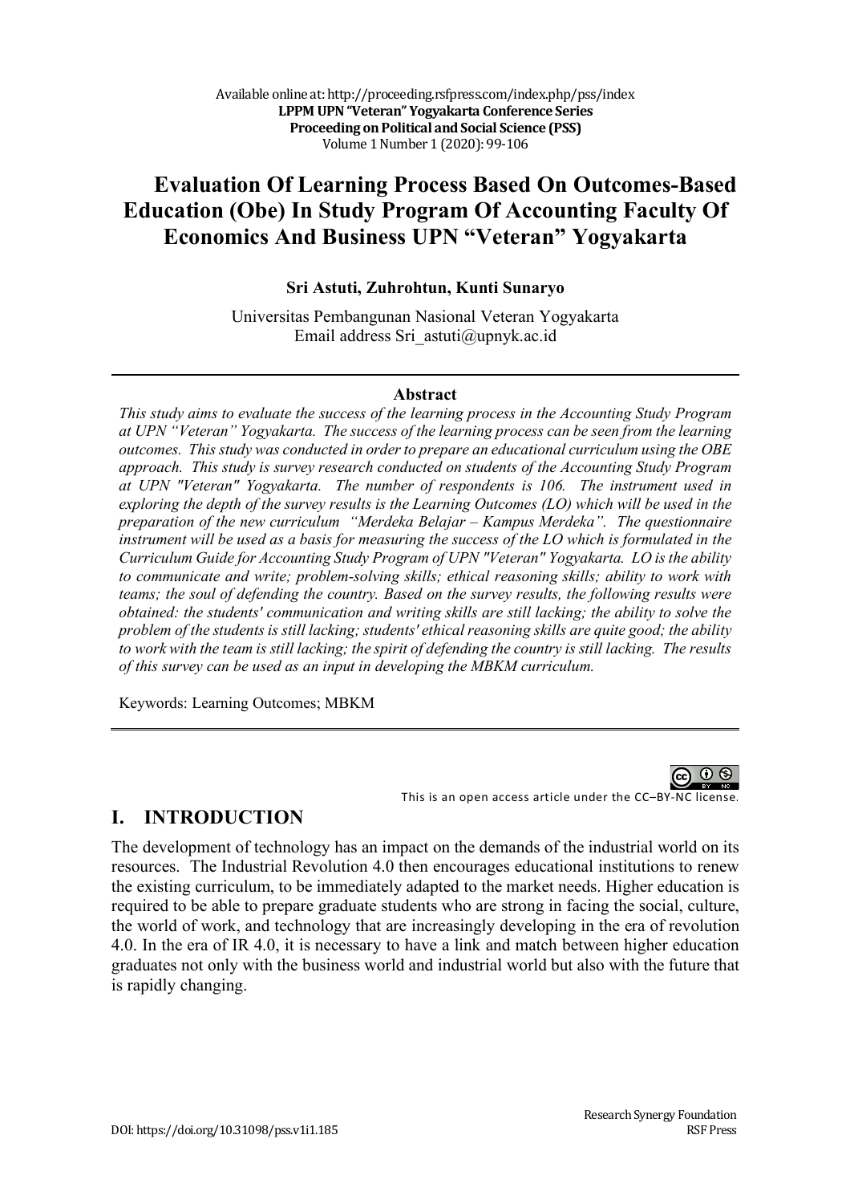# Evaluation Of Learning Process Based On Outcomes-Based Education (Obe) In Study Program Of Accounting Faculty Of Economics And Business UPN "Veteran" Yogyakarta

**Sri Astuti, Zuhrohtun, Kunti Sunaryo**

Universitas Pembangunan Nasional Veteran Yogyakarta
Email address Sri_astuti@upnyk.ac.id

**Abstract**

*This study aims to evaluate the success of the learning process in the Accounting Study Program at UPN "Veteran" Yogyakarta. The success of the learning process can be seen from the learning outcomes. This study was conducted in order to prepare an educational curriculum using the OBE approach. This study is survey research conducted on students of the Accounting Study Program at UPN "Veteran" Yogyakarta. The number of respondents is 106. The instrument used in exploring the depth of the survey results is the Learning Outcomes (LO) which will be used in the preparation of the new curriculum "Merdeka Belajar – Kampus Merdeka". The questionnaire instrument will be used as a basis for measuring the success of the LO which is formulated in the Curriculum Guide for Accounting Study Program of UPN "Veteran" Yogyakarta. LO is the ability to communicate and write; problem-solving skills; ethical reasoning skills; ability to work with teams; the soul of defending the country. Based on the survey results, the following results were obtained: the students' communication and writing skills are still lacking; the ability to solve the problem of the students is still lacking; students' ethical reasoning skills are quite good; the ability to work with the team is still lacking; the spirit of defending the country is still lacking. The results of this survey can be used as an input in developing the MBKM curriculum.*

Keywords: Learning Outcomes; MBKM

This is an open access article under the CC–BY-NC license.

## I. INTRODUCTION

The development of technology has an impact on the demands of the industrial world on its resources. The Industrial Revolution 4.0 then encourages educational institutions to renew the existing curriculum, to be immediately adapted to the market needs. Higher education is required to be able to prepare graduate students who are strong in facing the social, culture, the world of work, and technology that are increasingly developing in the era of revolution 4.0. In the era of IR 4.0, it is necessary to have a link and match between higher education graduates not only with the business world and industrial world but also with the future that is rapidly changing.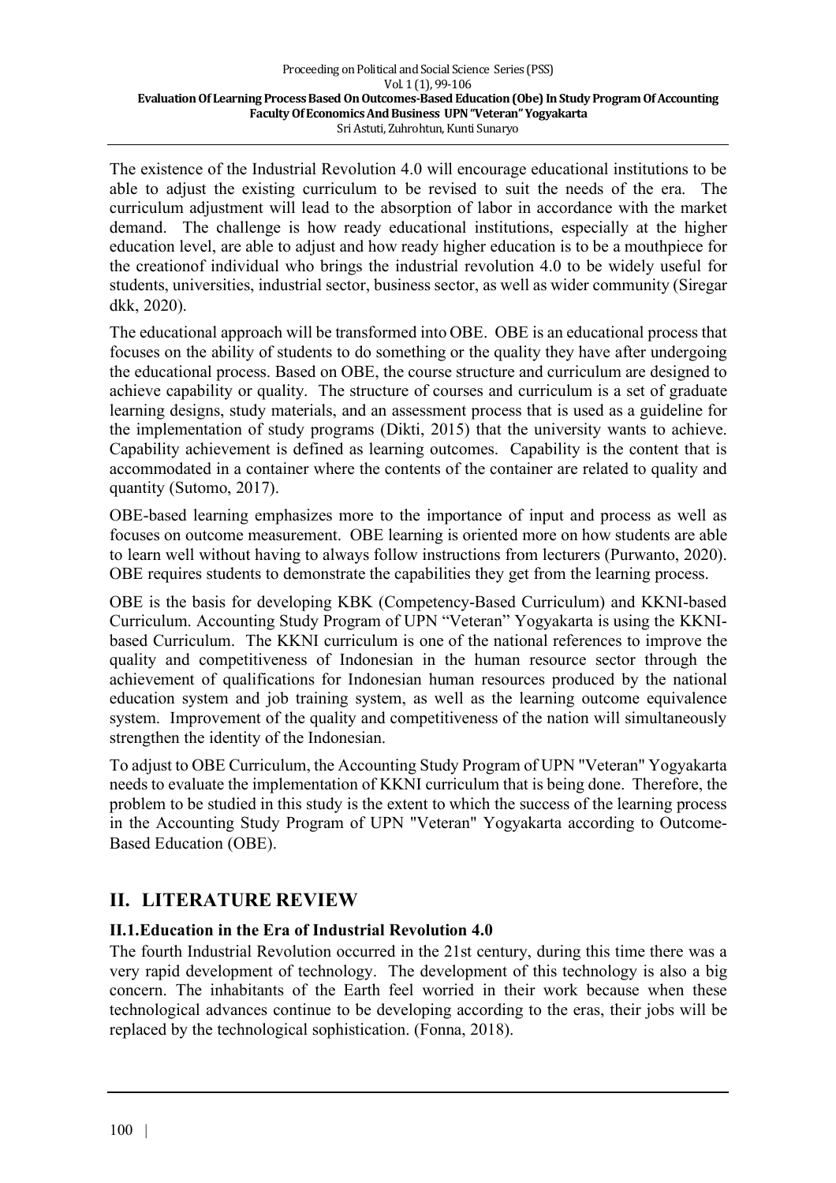The existence of the Industrial Revolution 4.0 will encourage educational institutions to be able to adjust the existing curriculum to be revised to suit the needs of the era. The curriculum adjustment will lead to the absorption of labor in accordance with the market demand. The challenge is how ready educational institutions, especially at the higher education level, are able to adjust and how ready higher education is to be a mouthpiece for the creationof individual who brings the industrial revolution 4.0 to be widely useful for students, universities, industrial sector, business sector, as well as wider community (Siregar dkk, 2020).

The educational approach will be transformed into OBE. OBE is an educational process that focuses on the ability of students to do something or the quality they have after undergoing the educational process. Based on OBE, the course structure and curriculum are designed to achieve capability or quality. The structure of courses and curriculum is a set of graduate learning designs, study materials, and an assessment process that is used as a guideline for the implementation of study programs (Dikti, 2015) that the university wants to achieve. Capability achievement is defined as learning outcomes. Capability is the content that is accommodated in a container where the contents of the container are related to quality and quantity (Sutomo, 2017).

OBE-based learning emphasizes more to the importance of input and process as well as focuses on outcome measurement. OBE learning is oriented more on how students are able to learn well without having to always follow instructions from lecturers (Purwanto, 2020). OBE requires students to demonstrate the capabilities they get from the learning process.

OBE is the basis for developing KBK (Competency-Based Curriculum) and KKNI-based Curriculum. Accounting Study Program of UPN "Veteran" Yogyakarta is using the KKNI-based Curriculum. The KKNI curriculum is one of the national references to improve the quality and competitiveness of Indonesian in the human resource sector through the achievement of qualifications for Indonesian human resources produced by the national education system and job training system, as well as the learning outcome equivalence system. Improvement of the quality and competitiveness of the nation will simultaneously strengthen the identity of the Indonesian.

To adjust to OBE Curriculum, the Accounting Study Program of UPN "Veteran" Yogyakarta needs to evaluate the implementation of KKNI curriculum that is being done. Therefore, the problem to be studied in this study is the extent to which the success of the learning process in the Accounting Study Program of UPN "Veteran" Yogyakarta according to Outcome-Based Education (OBE).

## II. LITERATURE REVIEW

### II.1. Education in the Era of Industrial Revolution 4.0

The fourth Industrial Revolution occurred in the 21st century, during this time there was a very rapid development of technology. The development of this technology is also a big concern. The inhabitants of the Earth feel worried in their work because when these technological advances continue to be developing according to the eras, their jobs will be replaced by the technological sophistication. (Fonna, 2018).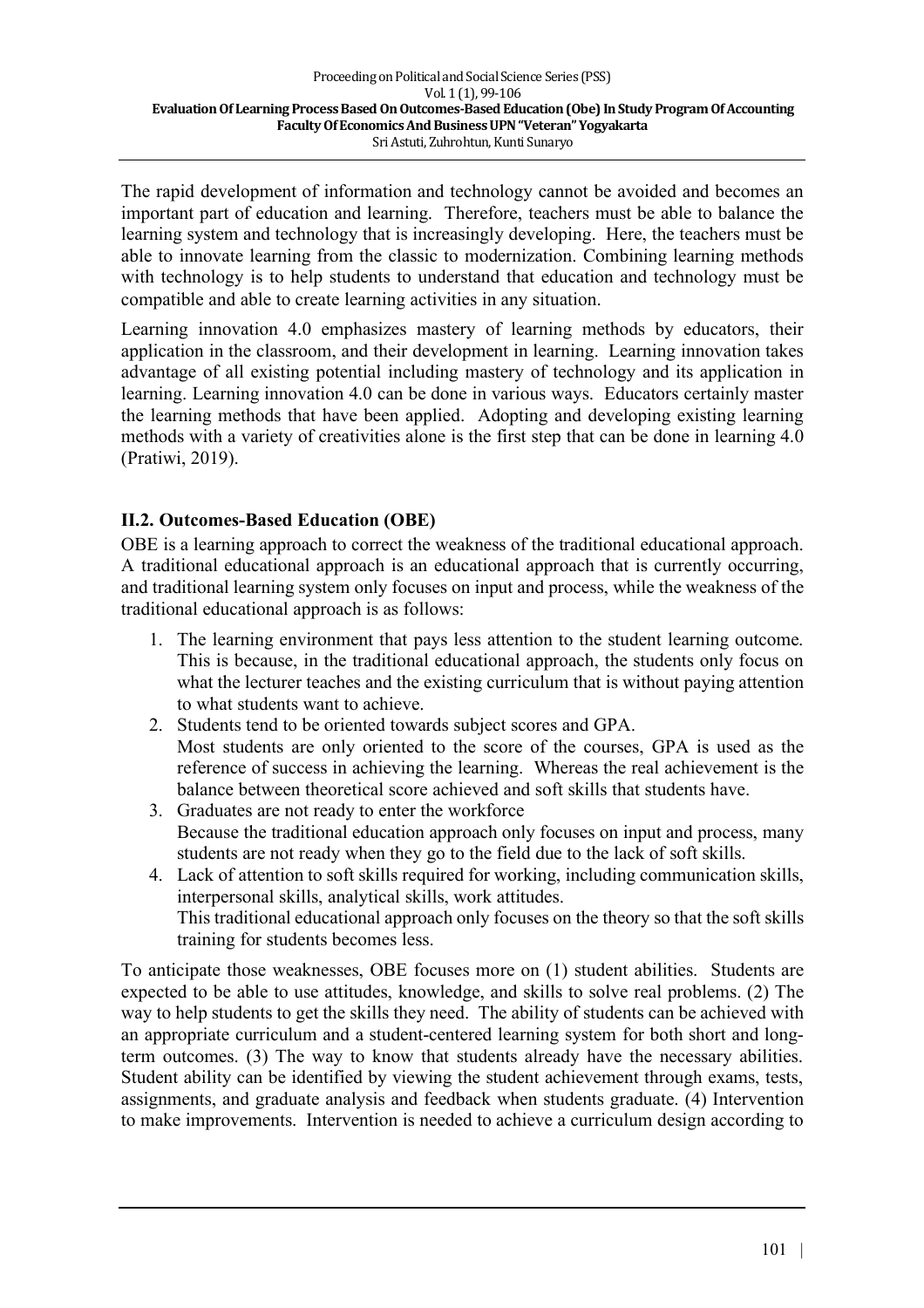The rapid development of information and technology cannot be avoided and becomes an important part of education and learning. Therefore, teachers must be able to balance the learning system and technology that is increasingly developing. Here, the teachers must be able to innovate learning from the classic to modernization. Combining learning methods with technology is to help students to understand that education and technology must be compatible and able to create learning activities in any situation.

Learning innovation 4.0 emphasizes mastery of learning methods by educators, their application in the classroom, and their development in learning. Learning innovation takes advantage of all existing potential including mastery of technology and its application in learning. Learning innovation 4.0 can be done in various ways. Educators certainly master the learning methods that have been applied. Adopting and developing existing learning methods with a variety of creativities alone is the first step that can be done in learning 4.0 (Pratiwi, 2019).

### II.2. Outcomes-Based Education (OBE)

OBE is a learning approach to correct the weakness of the traditional educational approach. A traditional educational approach is an educational approach that is currently occurring, and traditional learning system only focuses on input and process, while the weakness of the traditional educational approach is as follows:

1. The learning environment that pays less attention to the student learning outcome. This is because, in the traditional educational approach, the students only focus on what the lecturer teaches and the existing curriculum that is without paying attention to what students want to achieve.
2. Students tend to be oriented towards subject scores and GPA.
   Most students are only oriented to the score of the courses, GPA is used as the reference of success in achieving the learning. Whereas the real achievement is the balance between theoretical score achieved and soft skills that students have.
3. Graduates are not ready to enter the workforce
   Because the traditional education approach only focuses on input and process, many students are not ready when they go to the field due to the lack of soft skills.
4. Lack of attention to soft skills required for working, including communication skills, interpersonal skills, analytical skills, work attitudes.
   This traditional educational approach only focuses on the theory so that the soft skills training for students becomes less.

To anticipate those weaknesses, OBE focuses more on (1) student abilities. Students are expected to be able to use attitudes, knowledge, and skills to solve real problems. (2) The way to help students to get the skills they need. The ability of students can be achieved with an appropriate curriculum and a student-centered learning system for both short and long-term outcomes. (3) The way to know that students already have the necessary abilities. Student ability can be identified by viewing the student achievement through exams, tests, assignments, and graduate analysis and feedback when students graduate. (4) Intervention to make improvements. Intervention is needed to achieve a curriculum design according to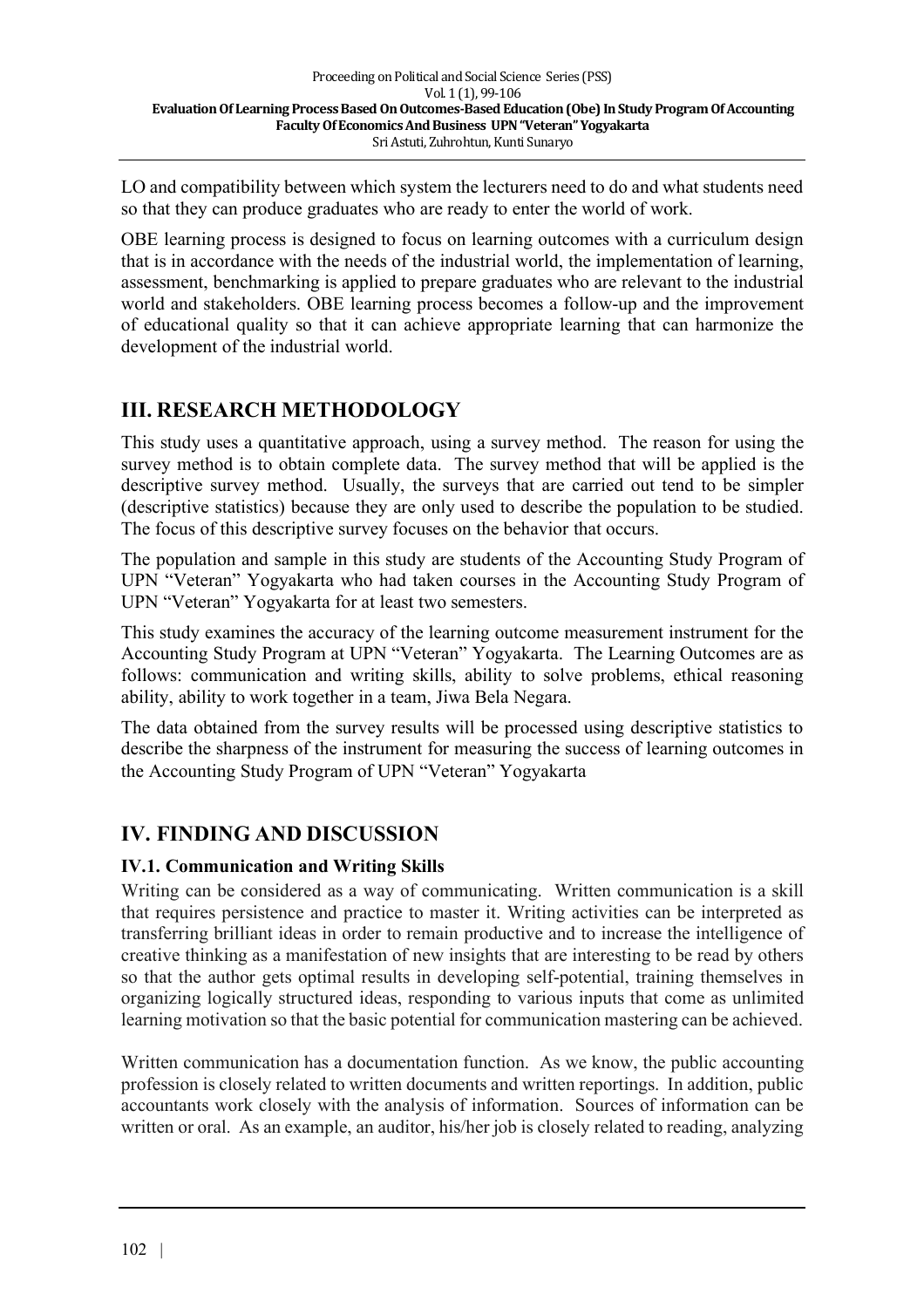LO and compatibility between which system the lecturers need to do and what students need so that they can produce graduates who are ready to enter the world of work.

OBE learning process is designed to focus on learning outcomes with a curriculum design that is in accordance with the needs of the industrial world, the implementation of learning, assessment, benchmarking is applied to prepare graduates who are relevant to the industrial world and stakeholders. OBE learning process becomes a follow-up and the improvement of educational quality so that it can achieve appropriate learning that can harmonize the development of the industrial world.

## III. RESEARCH METHODOLOGY

This study uses a quantitative approach, using a survey method. The reason for using the survey method is to obtain complete data. The survey method that will be applied is the descriptive survey method. Usually, the surveys that are carried out tend to be simpler (descriptive statistics) because they are only used to describe the population to be studied. The focus of this descriptive survey focuses on the behavior that occurs.

The population and sample in this study are students of the Accounting Study Program of UPN "Veteran" Yogyakarta who had taken courses in the Accounting Study Program of UPN "Veteran" Yogyakarta for at least two semesters.

This study examines the accuracy of the learning outcome measurement instrument for the Accounting Study Program at UPN "Veteran" Yogyakarta. The Learning Outcomes are as follows: communication and writing skills, ability to solve problems, ethical reasoning ability, ability to work together in a team, Jiwa Bela Negara.

The data obtained from the survey results will be processed using descriptive statistics to describe the sharpness of the instrument for measuring the success of learning outcomes in the Accounting Study Program of UPN "Veteran" Yogyakarta

## IV. FINDING AND DISCUSSION

### IV.1. Communication and Writing Skills

Writing can be considered as a way of communicating. Written communication is a skill that requires persistence and practice to master it. Writing activities can be interpreted as transferring brilliant ideas in order to remain productive and to increase the intelligence of creative thinking as a manifestation of new insights that are interesting to be read by others so that the author gets optimal results in developing self-potential, training themselves in organizing logically structured ideas, responding to various inputs that come as unlimited learning motivation so that the basic potential for communication mastering can be achieved.

Written communication has a documentation function. As we know, the public accounting profession is closely related to written documents and written reportings. In addition, public accountants work closely with the analysis of information. Sources of information can be written or oral. As an example, an auditor, his/her job is closely related to reading, analyzing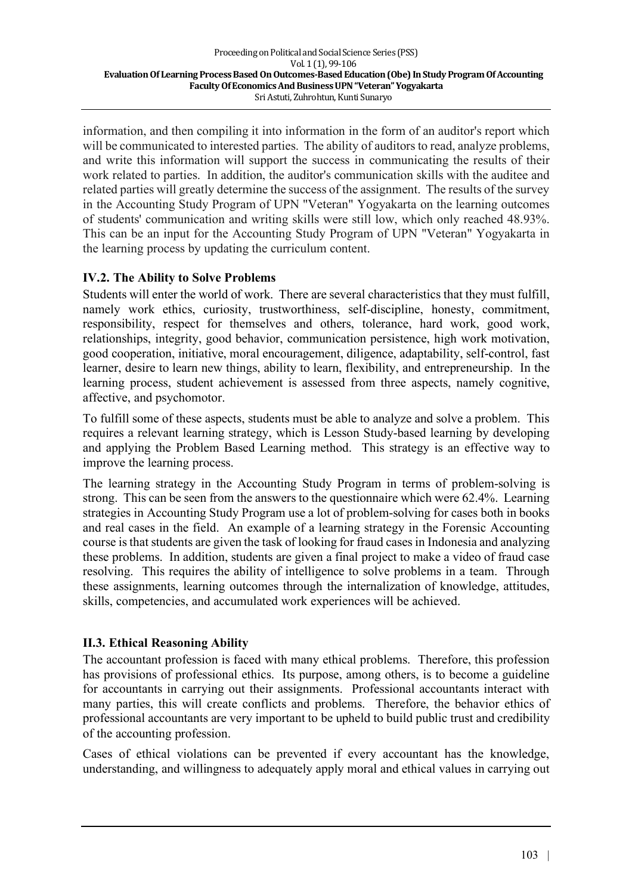information, and then compiling it into information in the form of an auditor's report which will be communicated to interested parties. The ability of auditors to read, analyze problems, and write this information will support the success in communicating the results of their work related to parties. In addition, the auditor's communication skills with the auditee and related parties will greatly determine the success of the assignment. The results of the survey in the Accounting Study Program of UPN "Veteran" Yogyakarta on the learning outcomes of students' communication and writing skills were still low, which only reached 48.93%. This can be an input for the Accounting Study Program of UPN "Veteran" Yogyakarta in the learning process by updating the curriculum content.

### IV.2. The Ability to Solve Problems

Students will enter the world of work. There are several characteristics that they must fulfill, namely work ethics, curiosity, trustworthiness, self-discipline, honesty, commitment, responsibility, respect for themselves and others, tolerance, hard work, good work, relationships, integrity, good behavior, communication persistence, high work motivation, good cooperation, initiative, moral encouragement, diligence, adaptability, self-control, fast learner, desire to learn new things, ability to learn, flexibility, and entrepreneurship. In the learning process, student achievement is assessed from three aspects, namely cognitive, affective, and psychomotor.

To fulfill some of these aspects, students must be able to analyze and solve a problem. This requires a relevant learning strategy, which is Lesson Study-based learning by developing and applying the Problem Based Learning method. This strategy is an effective way to improve the learning process.

The learning strategy in the Accounting Study Program in terms of problem-solving is strong. This can be seen from the answers to the questionnaire which were 62.4%. Learning strategies in Accounting Study Program use a lot of problem-solving for cases both in books and real cases in the field. An example of a learning strategy in the Forensic Accounting course is that students are given the task of looking for fraud cases in Indonesia and analyzing these problems. In addition, students are given a final project to make a video of fraud case resolving. This requires the ability of intelligence to solve problems in a team. Through these assignments, learning outcomes through the internalization of knowledge, attitudes, skills, competencies, and accumulated work experiences will be achieved.

### II.3. Ethical Reasoning Ability

The accountant profession is faced with many ethical problems. Therefore, this profession has provisions of professional ethics. Its purpose, among others, is to become a guideline for accountants in carrying out their assignments. Professional accountants interact with many parties, this will create conflicts and problems. Therefore, the behavior ethics of professional accountants are very important to be upheld to build public trust and credibility of the accounting profession.

Cases of ethical violations can be prevented if every accountant has the knowledge, understanding, and willingness to adequately apply moral and ethical values in carrying out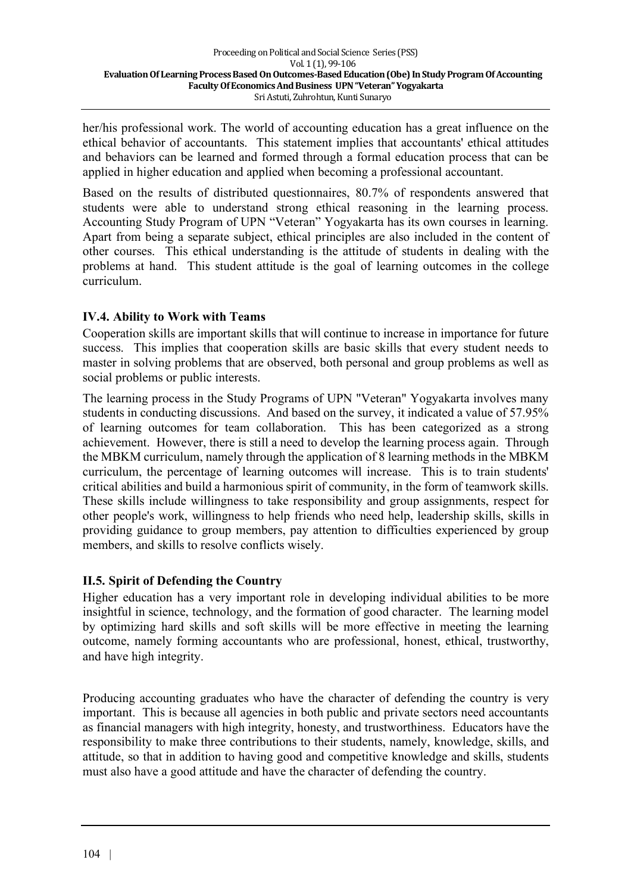her/his professional work. The world of accounting education has a great influence on the ethical behavior of accountants. This statement implies that accountants' ethical attitudes and behaviors can be learned and formed through a formal education process that can be applied in higher education and applied when becoming a professional accountant.

Based on the results of distributed questionnaires, 80.7% of respondents answered that students were able to understand strong ethical reasoning in the learning process. Accounting Study Program of UPN "Veteran" Yogyakarta has its own courses in learning. Apart from being a separate subject, ethical principles are also included in the content of other courses. This ethical understanding is the attitude of students in dealing with the problems at hand. This student attitude is the goal of learning outcomes in the college curriculum.

### IV.4. Ability to Work with Teams

Cooperation skills are important skills that will continue to increase in importance for future success. This implies that cooperation skills are basic skills that every student needs to master in solving problems that are observed, both personal and group problems as well as social problems or public interests.

The learning process in the Study Programs of UPN "Veteran" Yogyakarta involves many students in conducting discussions. And based on the survey, it indicated a value of 57.95% of learning outcomes for team collaboration. This has been categorized as a strong achievement. However, there is still a need to develop the learning process again. Through the MBKM curriculum, namely through the application of 8 learning methods in the MBKM curriculum, the percentage of learning outcomes will increase. This is to train students' critical abilities and build a harmonious spirit of community, in the form of teamwork skills. These skills include willingness to take responsibility and group assignments, respect for other people's work, willingness to help friends who need help, leadership skills, skills in providing guidance to group members, pay attention to difficulties experienced by group members, and skills to resolve conflicts wisely.

### II.5. Spirit of Defending the Country

Higher education has a very important role in developing individual abilities to be more insightful in science, technology, and the formation of good character. The learning model by optimizing hard skills and soft skills will be more effective in meeting the learning outcome, namely forming accountants who are professional, honest, ethical, trustworthy, and have high integrity.

Producing accounting graduates who have the character of defending the country is very important. This is because all agencies in both public and private sectors need accountants as financial managers with high integrity, honesty, and trustworthiness. Educators have the responsibility to make three contributions to their students, namely, knowledge, skills, and attitude, so that in addition to having good and competitive knowledge and skills, students must also have a good attitude and have the character of defending the country.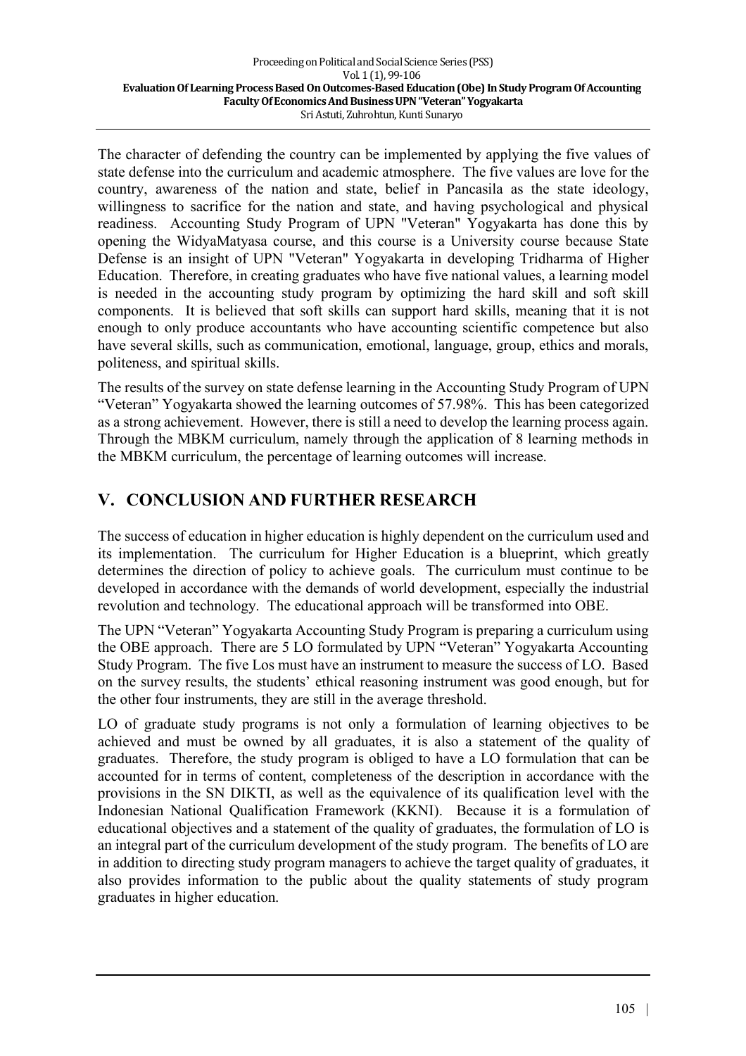The character of defending the country can be implemented by applying the five values of state defense into the curriculum and academic atmosphere. The five values are love for the country, awareness of the nation and state, belief in Pancasila as the state ideology, willingness to sacrifice for the nation and state, and having psychological and physical readiness. Accounting Study Program of UPN "Veteran" Yogyakarta has done this by opening the WidyaMatyasa course, and this course is a University course because State Defense is an insight of UPN "Veteran" Yogyakarta in developing Tridharma of Higher Education. Therefore, in creating graduates who have five national values, a learning model is needed in the accounting study program by optimizing the hard skill and soft skill components. It is believed that soft skills can support hard skills, meaning that it is not enough to only produce accountants who have accounting scientific competence but also have several skills, such as communication, emotional, language, group, ethics and morals, politeness, and spiritual skills.

The results of the survey on state defense learning in the Accounting Study Program of UPN "Veteran" Yogyakarta showed the learning outcomes of 57.98%. This has been categorized as a strong achievement. However, there is still a need to develop the learning process again. Through the MBKM curriculum, namely through the application of 8 learning methods in the MBKM curriculum, the percentage of learning outcomes will increase.

## V. CONCLUSION AND FURTHER RESEARCH

The success of education in higher education is highly dependent on the curriculum used and its implementation. The curriculum for Higher Education is a blueprint, which greatly determines the direction of policy to achieve goals. The curriculum must continue to be developed in accordance with the demands of world development, especially the industrial revolution and technology. The educational approach will be transformed into OBE.

The UPN "Veteran" Yogyakarta Accounting Study Program is preparing a curriculum using the OBE approach. There are 5 LO formulated by UPN "Veteran" Yogyakarta Accounting Study Program. The five Los must have an instrument to measure the success of LO. Based on the survey results, the students' ethical reasoning instrument was good enough, but for the other four instruments, they are still in the average threshold.

LO of graduate study programs is not only a formulation of learning objectives to be achieved and must be owned by all graduates, it is also a statement of the quality of graduates. Therefore, the study program is obliged to have a LO formulation that can be accounted for in terms of content, completeness of the description in accordance with the provisions in the SN DIKTI, as well as the equivalence of its qualification level with the Indonesian National Qualification Framework (KKNI). Because it is a formulation of educational objectives and a statement of the quality of graduates, the formulation of LO is an integral part of the curriculum development of the study program. The benefits of LO are in addition to directing study program managers to achieve the target quality of graduates, it also provides information to the public about the quality statements of study program graduates in higher education.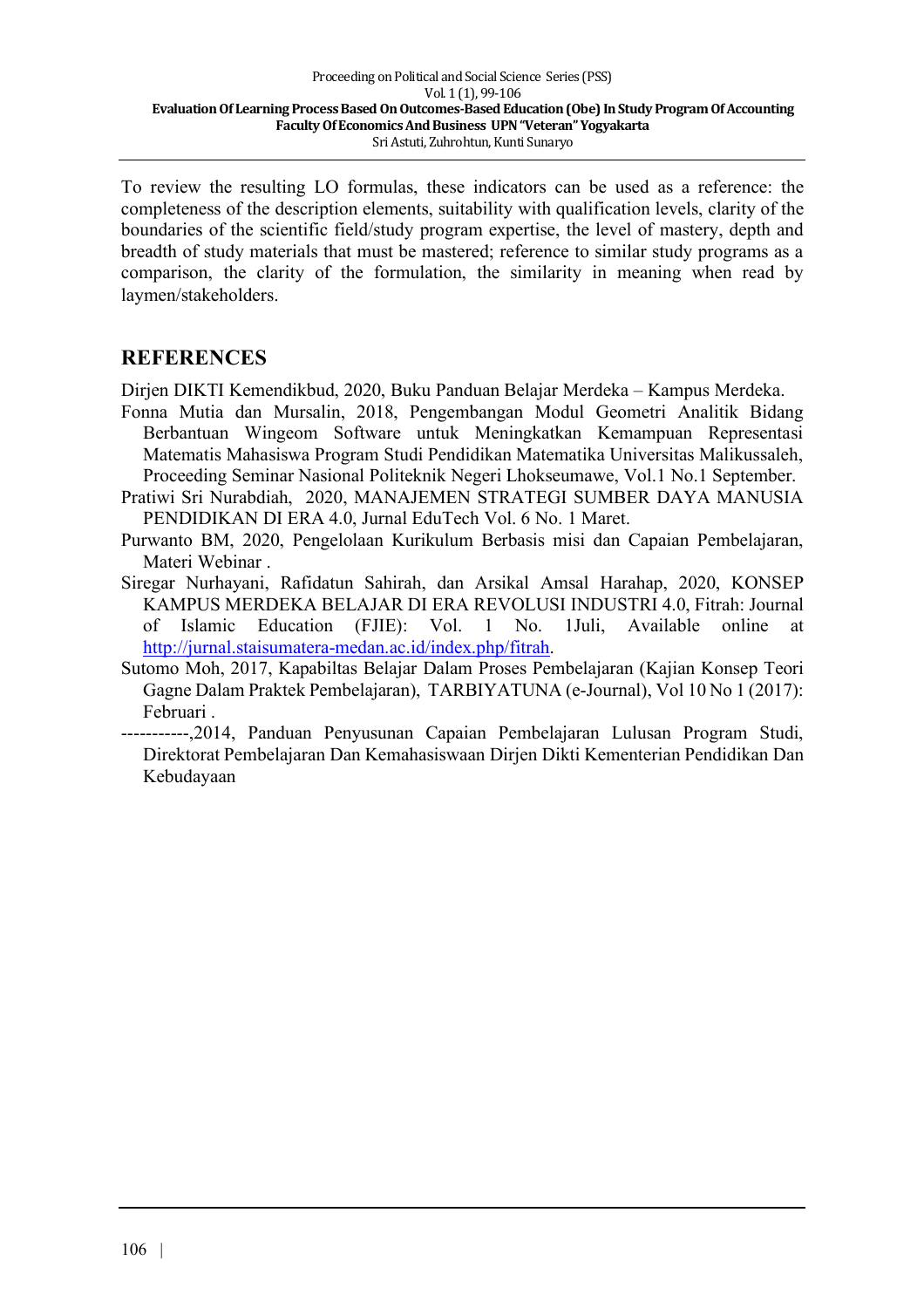To review the resulting LO formulas, these indicators can be used as a reference: the completeness of the description elements, suitability with qualification levels, clarity of the boundaries of the scientific field/study program expertise, the level of mastery, depth and breadth of study materials that must be mastered; reference to similar study programs as a comparison, the clarity of the formulation, the similarity in meaning when read by laymen/stakeholders.

## REFERENCES

Dirjen DIKTI Kemendikbud, 2020, Buku Panduan Belajar Merdeka – Kampus Merdeka.

Fonna Mutia dan Mursalin, 2018, Pengembangan Modul Geometri Analitik Bidang Berbantuan Wingeom Software untuk Meningkatkan Kemampuan Representasi Matematis Mahasiswa Program Studi Pendidikan Matematika Universitas Malikussaleh, Proceeding Seminar Nasional Politeknik Negeri Lhokseumawe, Vol.1 No.1 September.

Pratiwi Sri Nurabdiah, 2020, MANAJEMEN STRATEGI SUMBER DAYA MANUSIA PENDIDIKAN DI ERA 4.0, Jurnal EduTech Vol. 6 No. 1 Maret.

Purwanto BM, 2020, Pengelolaan Kurikulum Berbasis misi dan Capaian Pembelajaran, Materi Webinar .

Siregar Nurhayani, Rafidatun Sahirah, dan Arsikal Amsal Harahap, 2020, KONSEP KAMPUS MERDEKA BELAJAR DI ERA REVOLUSI INDUSTRI 4.0, Fitrah: Journal of Islamic Education (FJIE): Vol. 1 No. 1Juli, Available online at http://jurnal.staisumatera-medan.ac.id/index.php/fitrah.

Sutomo Moh, 2017, Kapabiltas Belajar Dalam Proses Pembelajaran (Kajian Konsep Teori Gagne Dalam Praktek Pembelajaran), TARBIYATUNA (e-Journal), Vol 10 No 1 (2017): Februari .

-----------,2014, Panduan Penyusunan Capaian Pembelajaran Lulusan Program Studi, Direktorat Pembelajaran Dan Kemahasiswaan Dirjen Dikti Kementerian Pendidikan Dan Kebudayaan